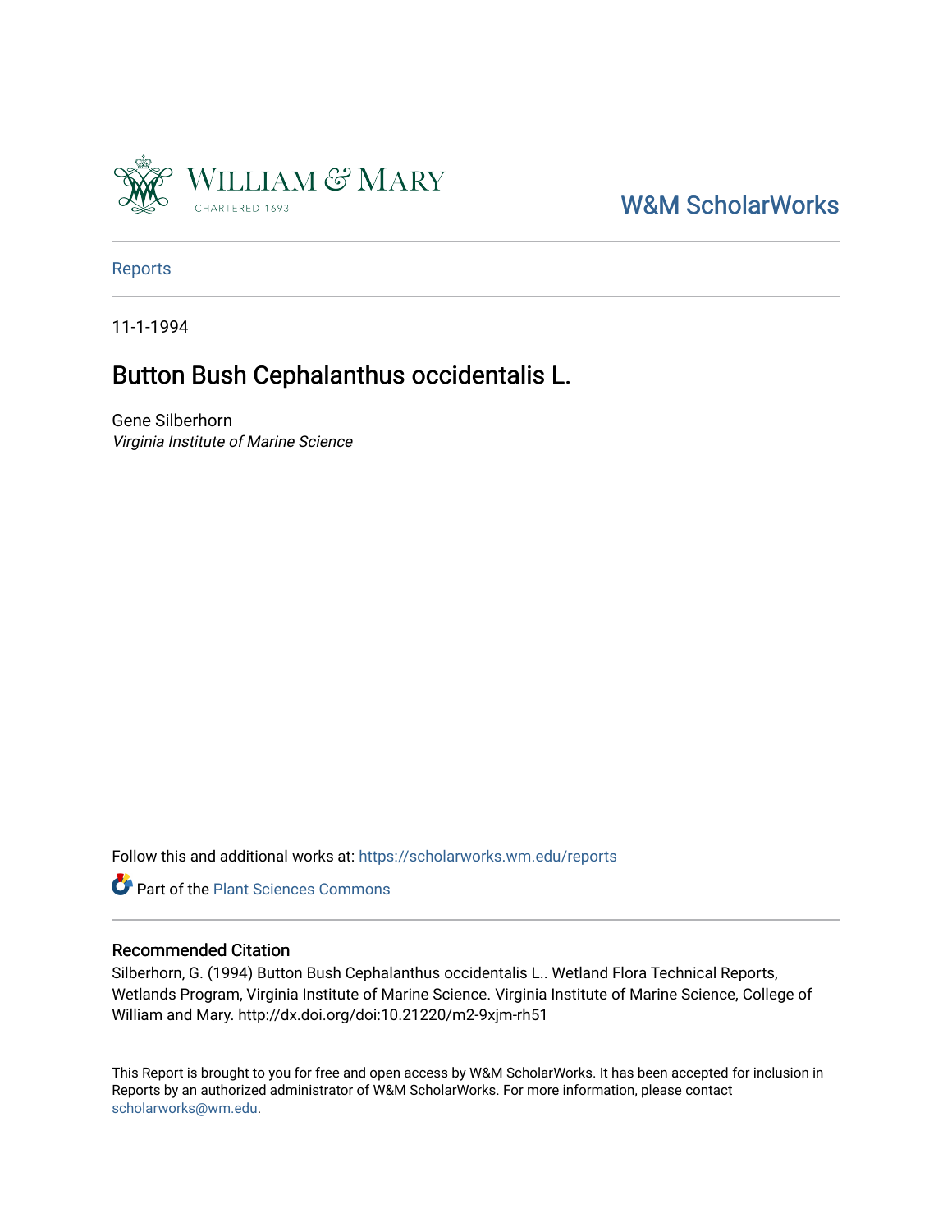William & Mary

CHARTERED 1693

W&M ScholarWorks

Reports

11-1-1994

# Button Bush Cephalanthus occidentalis L.

Gene Silberhorn

*Virginia Institute of Marine Science*

Follow this and additional works at: https://scholarworks.wm.edu/reports

Part of the Plant Sciences Commons

## Recommended Citation

Silberhorn, G. (1994) Button Bush Cephalanthus occidentalis L.. Wetland Flora Technical Reports, Wetlands Program, Virginia Institute of Marine Science. Virginia Institute of Marine Science, College of William and Mary. http://dx.doi.org/doi:10.21220/m2-9xjm-rh51

This Report is brought to you for free and open access by W&M ScholarWorks. It has been accepted for inclusion in Reports by an authorized administrator of W&M ScholarWorks. For more information, please contact scholarworks@wm.edu.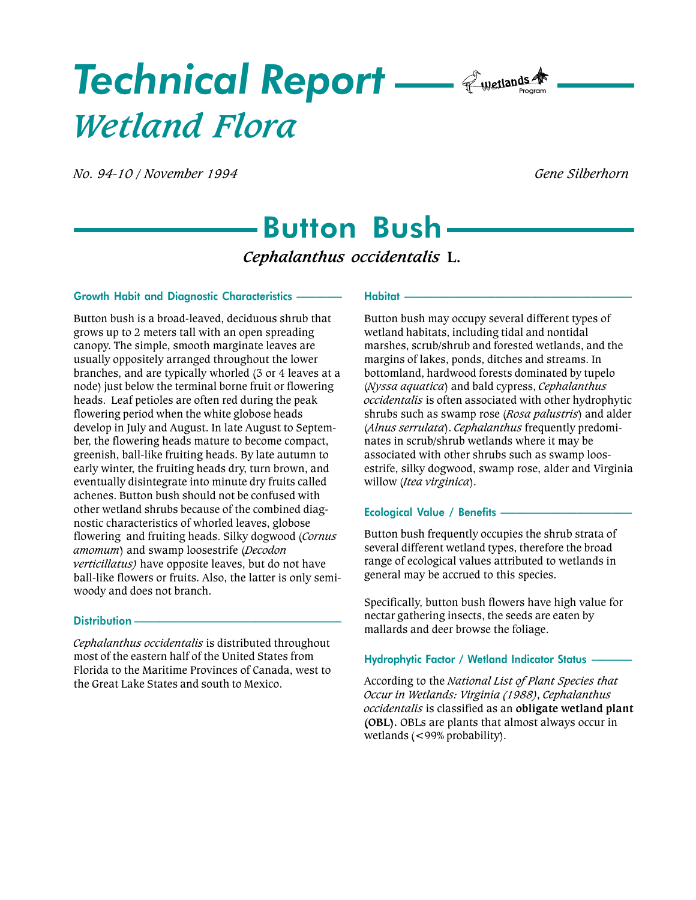# Technical Report — Wetland Flora

*No. 94-10 / November 1994*

*Gene Silberhorn*

## Button Bush

### *Cephalanthus occidentalis* L.

#### Growth Habit and Diagnostic Characteristics

Button bush is a broad-leaved, deciduous shrub that grows up to 2 meters tall with an open spreading canopy. The simple, smooth marginate leaves are usually oppositely arranged throughout the lower branches, and are typically whorled (3 or 4 leaves at a node) just below the terminal borne fruit or flowering heads. Leaf petioles are often red during the peak flowering period when the white globose heads develop in July and August. In late August to September, the flowering heads mature to become compact, greenish, ball-like fruiting heads. By late autumn to early winter, the fruiting heads dry, turn brown, and eventually disintegrate into minute dry fruits called achenes. Button bush should not be confused with other wetland shrubs because of the combined diagnostic characteristics of whorled leaves, globose flowering and fruiting heads. Silky dogwood (*Cornus amomum*) and swamp loosestrife (*Decodon verticillatus)* have opposite leaves, but do not have ball-like flowers or fruits. Also, the latter is only semi-woody and does not branch.

#### Distribution

*Cephalanthus occidentalis* is distributed throughout most of the eastern half of the United States from Florida to the Maritime Provinces of Canada, west to the Great Lake States and south to Mexico.

#### Habitat

Button bush may occupy several different types of wetland habitats, including tidal and nontidal marshes, scrub/shrub and forested wetlands, and the margins of lakes, ponds, ditches and streams. In bottomland, hardwood forests dominated by tupelo (*Nyssa aquatica*) and bald cypress, *Cephalanthus occidentalis* is often associated with other hydrophytic shrubs such as swamp rose (*Rosa palustris*) and alder (*Alnus serrulata*). *Cephalanthus* frequently predominates in scrub/shrub wetlands where it may be associated with other shrubs such as swamp loosestrife, silky dogwood, swamp rose, alder and Virginia willow (*Itea virginica*).

#### Ecological Value / Benefits

Button bush frequently occupies the shrub strata of several different wetland types, therefore the broad range of ecological values attributed to wetlands in general may be accrued to this species.

Specifically, button bush flowers have high value for nectar gathering insects, the seeds are eaten by mallards and deer browse the foliage.

#### Hydrophytic Factor / Wetland Indicator Status

According to the *National List of Plant Species that Occur in Wetlands: Virginia (1988)*, *Cephalanthus occidentalis* is classified as an **obligate wetland plant (OBL).** OBLs are plants that almost always occur in wetlands (<99% probability).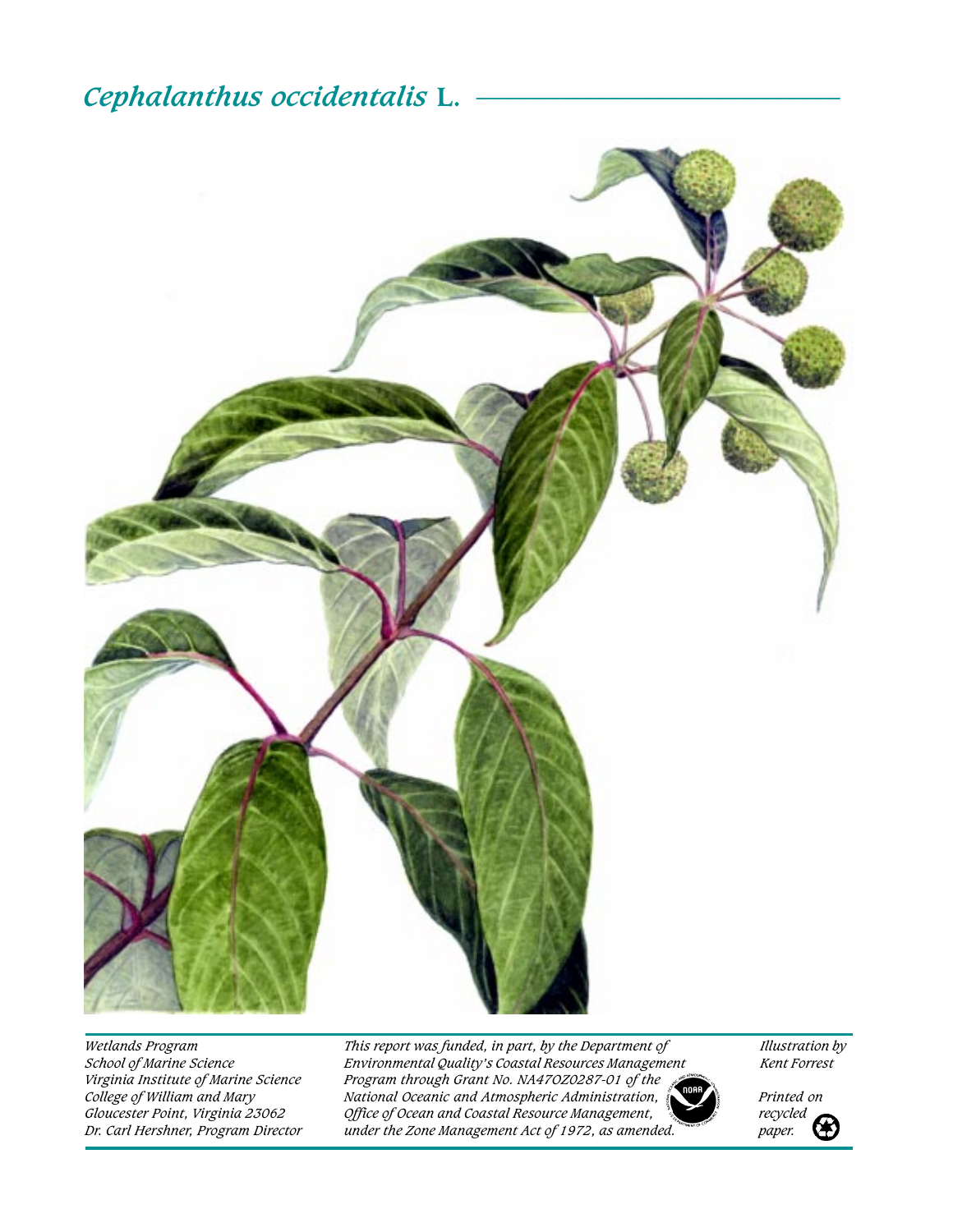## *Cephalanthus occidentalis* L.

*Wetlands Program*
*School of Marine Science*
*Virginia Institute of Marine Science*
*College of William and Mary*
*Gloucester Point, Virginia 23062*
*Dr. Carl Hershner, Program Director*

*This report was funded, in part, by the Department of Environmental Quality's Coastal Resources Management Program through Grant No. NA47OZ0287-01 of the National Oceanic and Atmospheric Administration, Office of Ocean and Coastal Resource Management, under the Zone Management Act of 1972, as amended.*

*Illustration by Kent Forrest*

*Printed on recycled paper.*